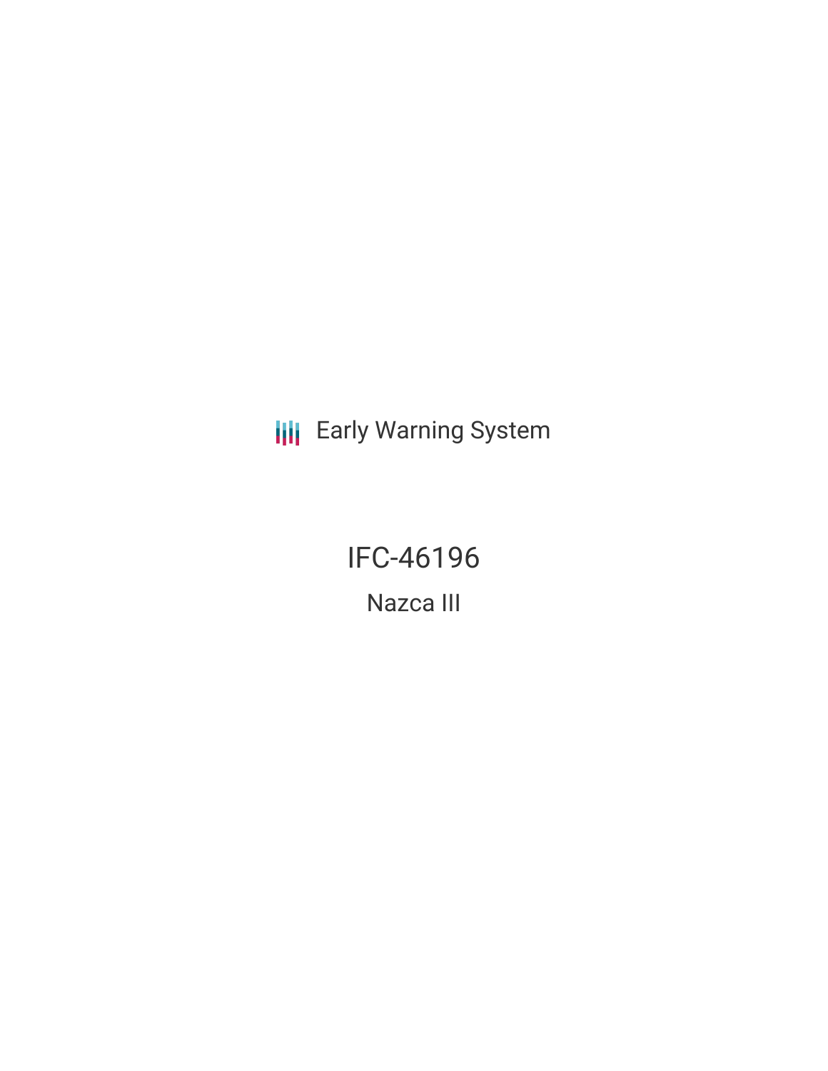Early Warning System

# IFC-46196

## Nazca III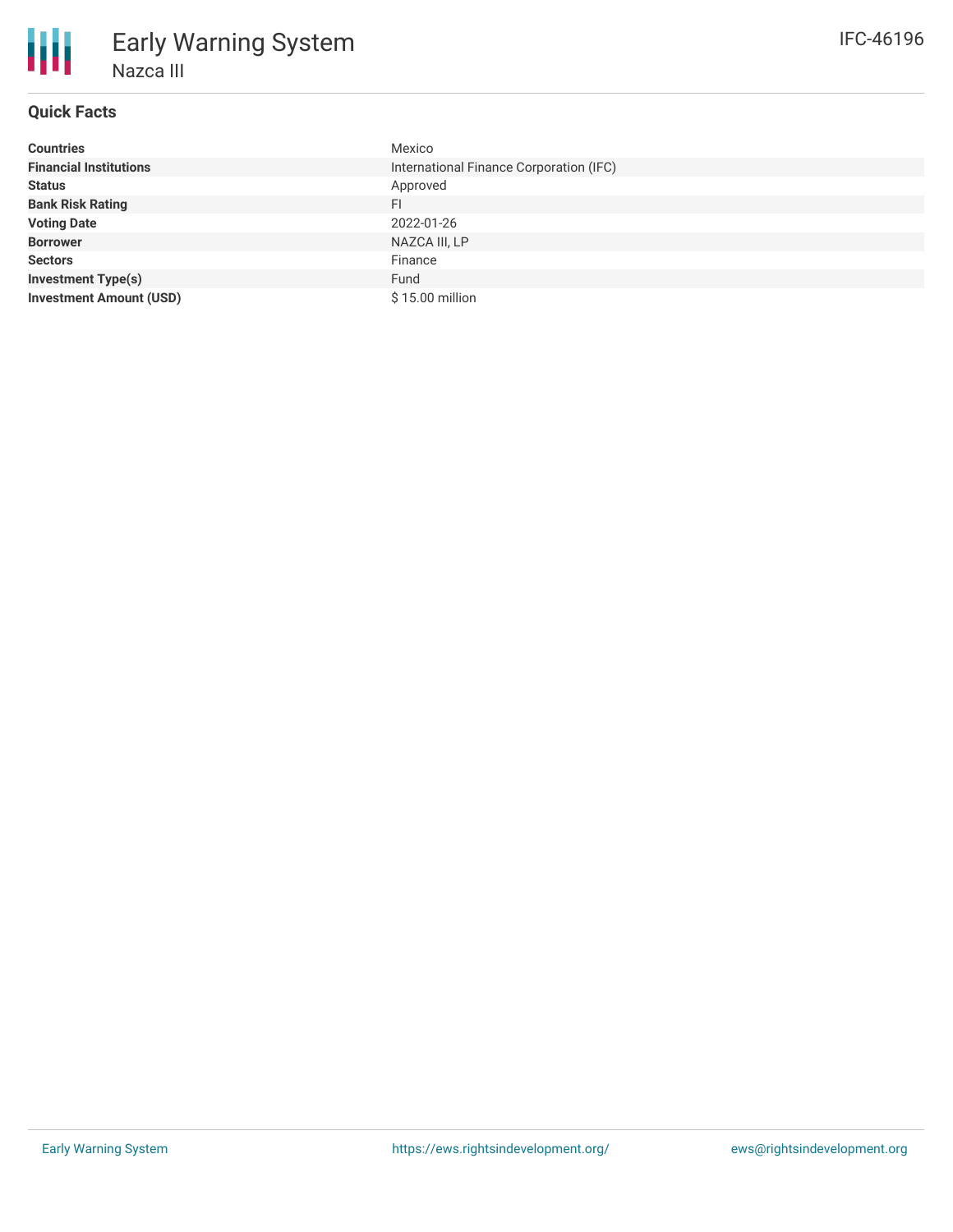# Early Warning System

## Nazca III

IFC-46196

### Quick Facts

| | |
|---|---|
| **Countries** | Mexico |
| **Financial Institutions** | International Finance Corporation (IFC) |
| **Status** | Approved |
| **Bank Risk Rating** | FI |
| **Voting Date** | 2022-01-26 |
| **Borrower** | NAZCA III, LP |
| **Sectors** | Finance |
| **Investment Type(s)** | Fund |
| **Investment Amount (USD)** | $ 15.00 million |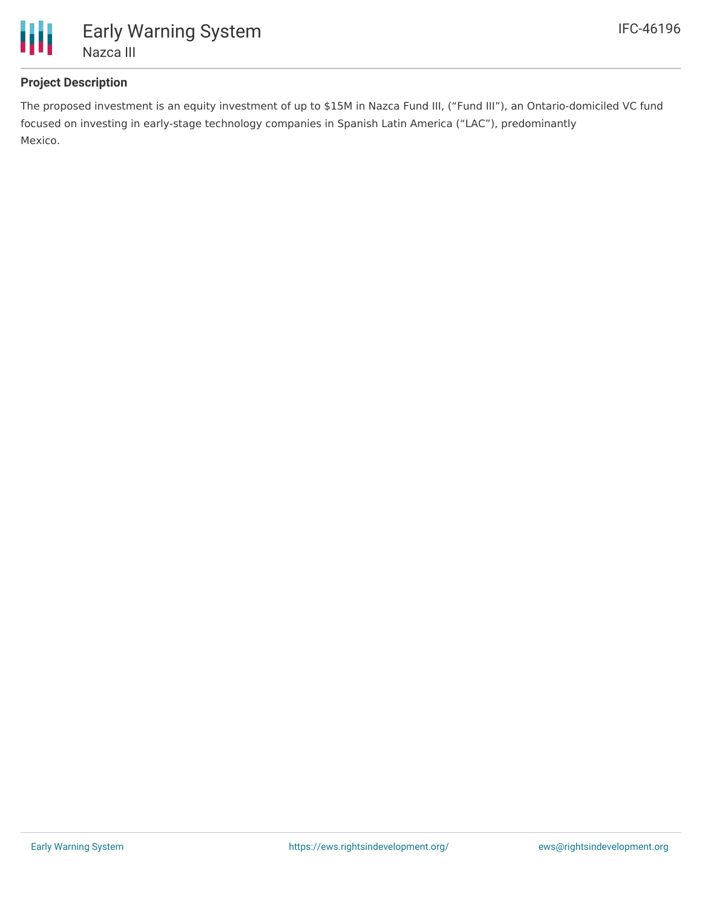## Project Description

The proposed investment is an equity investment of up to $15M in Nazca Fund III, ("Fund III"), an Ontario-domiciled VC fund focused on investing in early-stage technology companies in Spanish Latin America ("LAC"), predominantly Mexico.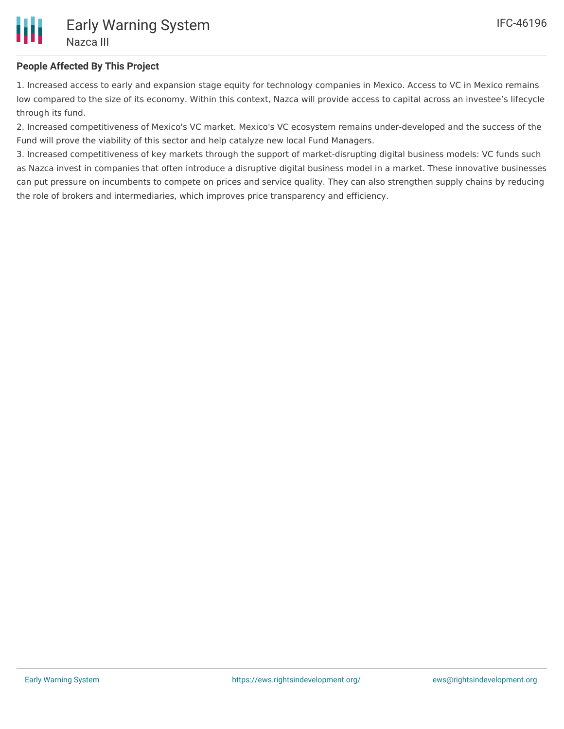## People Affected By This Project

1. Increased access to early and expansion stage equity for technology companies in Mexico. Access to VC in Mexico remains low compared to the size of its economy. Within this context, Nazca will provide access to capital across an investee's lifecycle through its fund.
2. Increased competitiveness of Mexico's VC market. Mexico's VC ecosystem remains under-developed and the success of the Fund will prove the viability of this sector and help catalyze new local Fund Managers.
3. Increased competitiveness of key markets through the support of market-disrupting digital business models: VC funds such as Nazca invest in companies that often introduce a disruptive digital business model in a market. These innovative businesses can put pressure on incumbents to compete on prices and service quality. They can also strengthen supply chains by reducing the role of brokers and intermediaries, which improves price transparency and efficiency.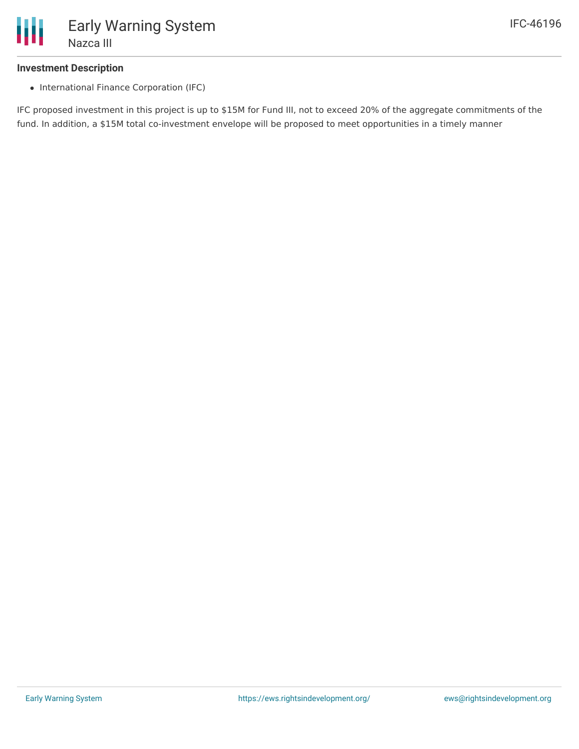### Investment Description

- International Finance Corporation (IFC)

IFC proposed investment in this project is up to $15M for Fund III, not to exceed 20% of the aggregate commitments of the fund. In addition, a $15M total co-investment envelope will be proposed to meet opportunities in a timely manner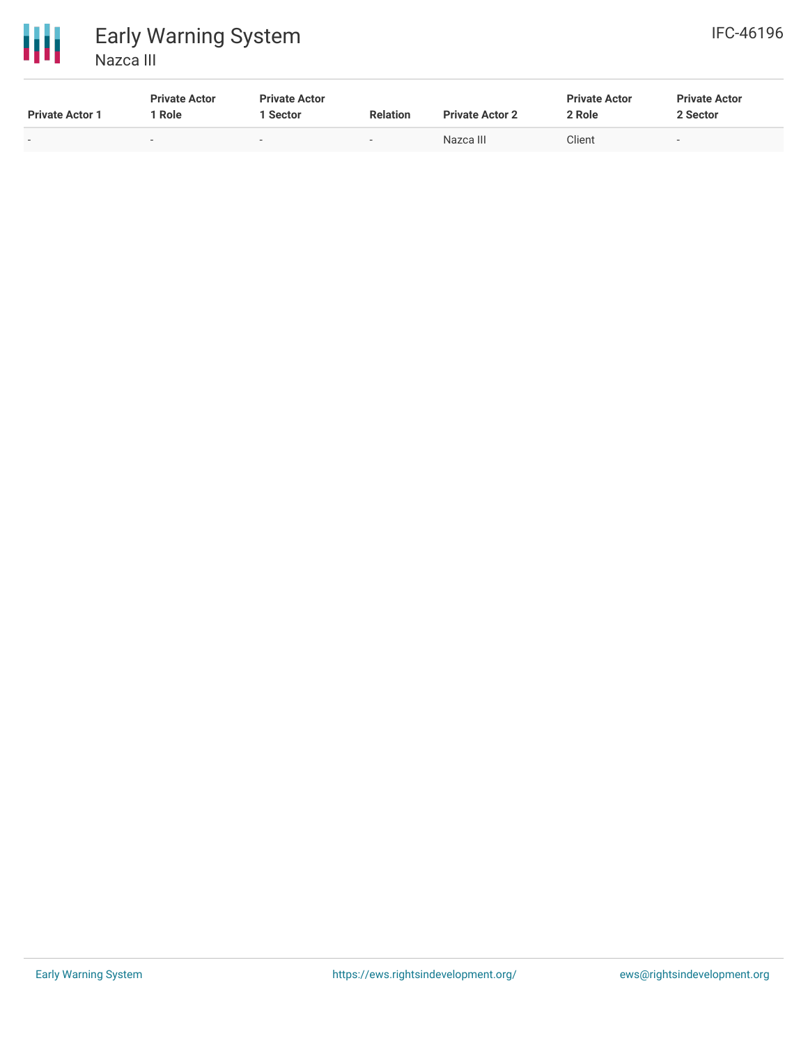| Private Actor 1 | Private Actor 1 Role | Private Actor 1 Sector | Relation | Private Actor 2 | Private Actor 2 Role | Private Actor 2 Sector |
|---|---|---|---|---|---|---|
| - | - | - | - | Nazca III | Client | - |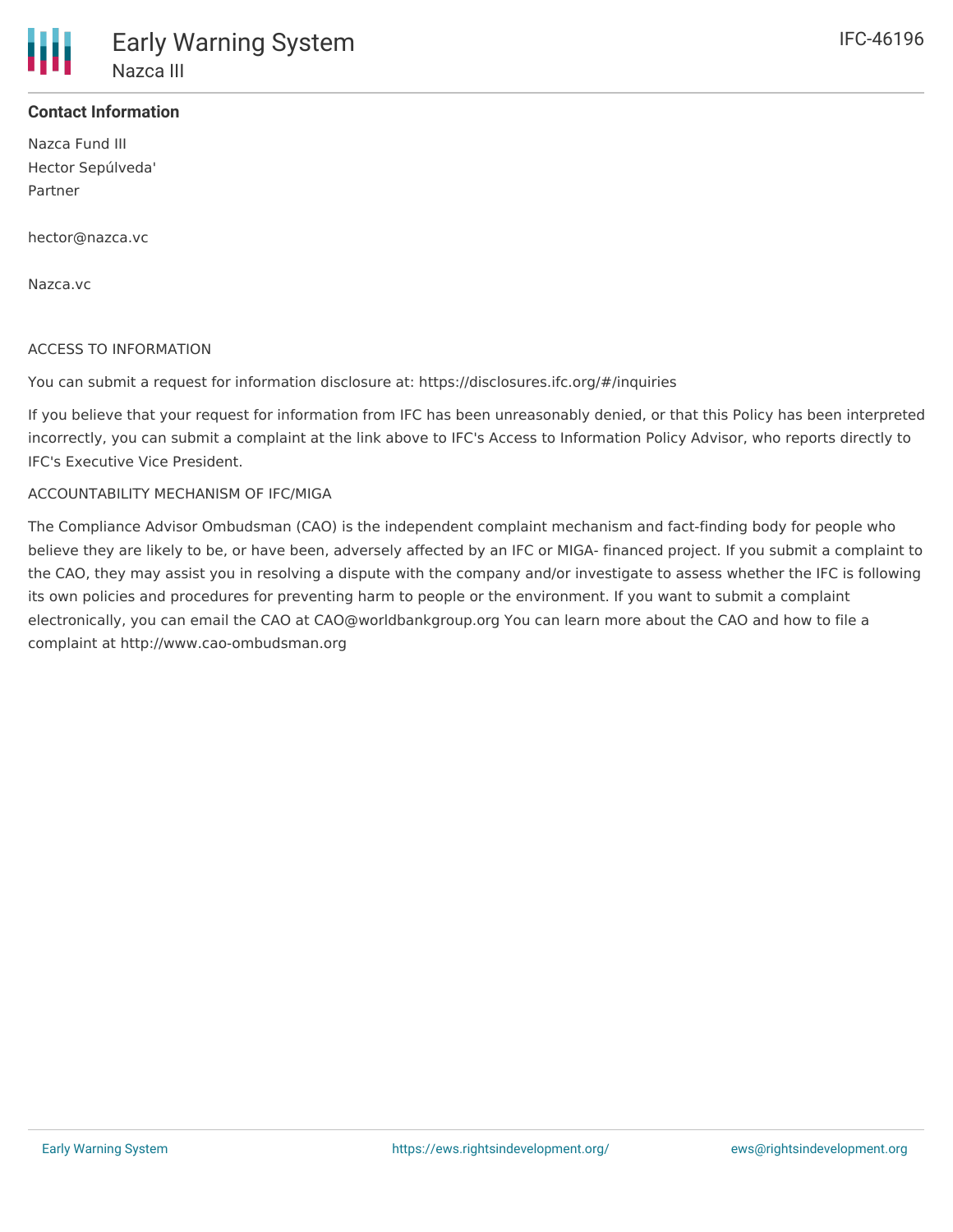## Contact Information

Nazca Fund III
Hector Sepúlveda'
Partner

hector@nazca.vc

Nazca.vc

ACCESS TO INFORMATION

You can submit a request for information disclosure at: https://disclosures.ifc.org/#/inquiries

If you believe that your request for information from IFC has been unreasonably denied, or that this Policy has been interpreted incorrectly, you can submit a complaint at the link above to IFC's Access to Information Policy Advisor, who reports directly to IFC's Executive Vice President.

ACCOUNTABILITY MECHANISM OF IFC/MIGA

The Compliance Advisor Ombudsman (CAO) is the independent complaint mechanism and fact-finding body for people who believe they are likely to be, or have been, adversely affected by an IFC or MIGA- financed project. If you submit a complaint to the CAO, they may assist you in resolving a dispute with the company and/or investigate to assess whether the IFC is following its own policies and procedures for preventing harm to people or the environment. If you want to submit a complaint electronically, you can email the CAO at CAO@worldbankgroup.org You can learn more about the CAO and how to file a complaint at http://www.cao-ombudsman.org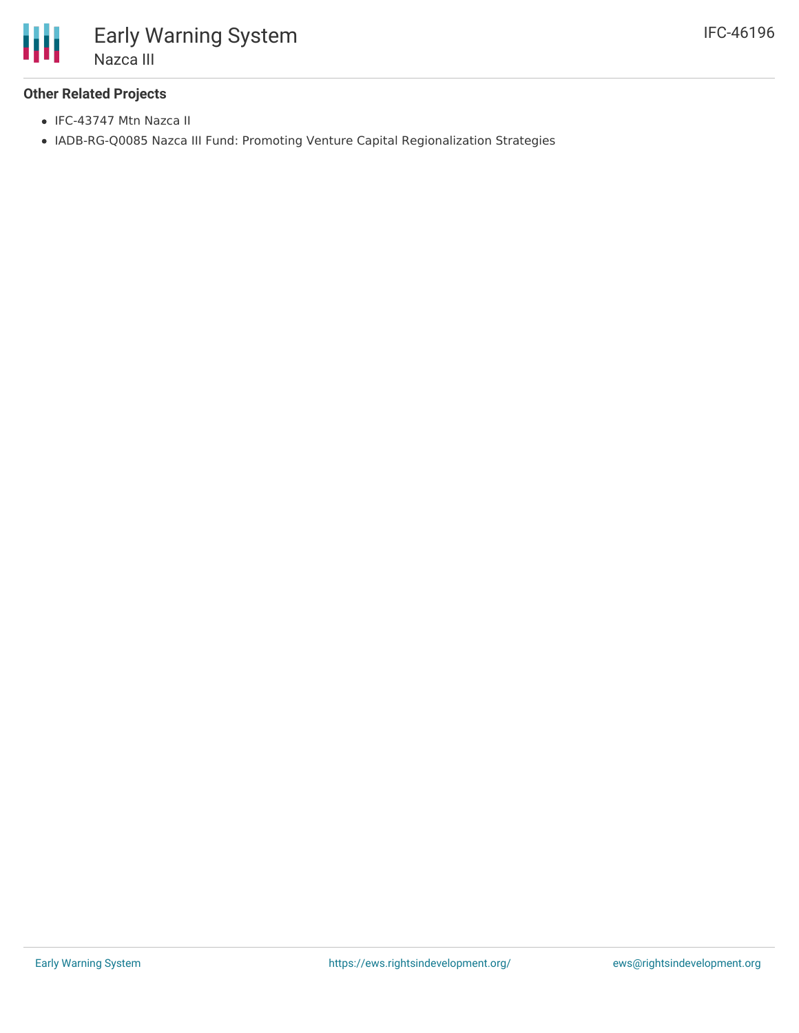**Other Related Projects**

- IFC-43747 Mtn Nazca II
- IADB-RG-Q0085 Nazca III Fund: Promoting Venture Capital Regionalization Strategies